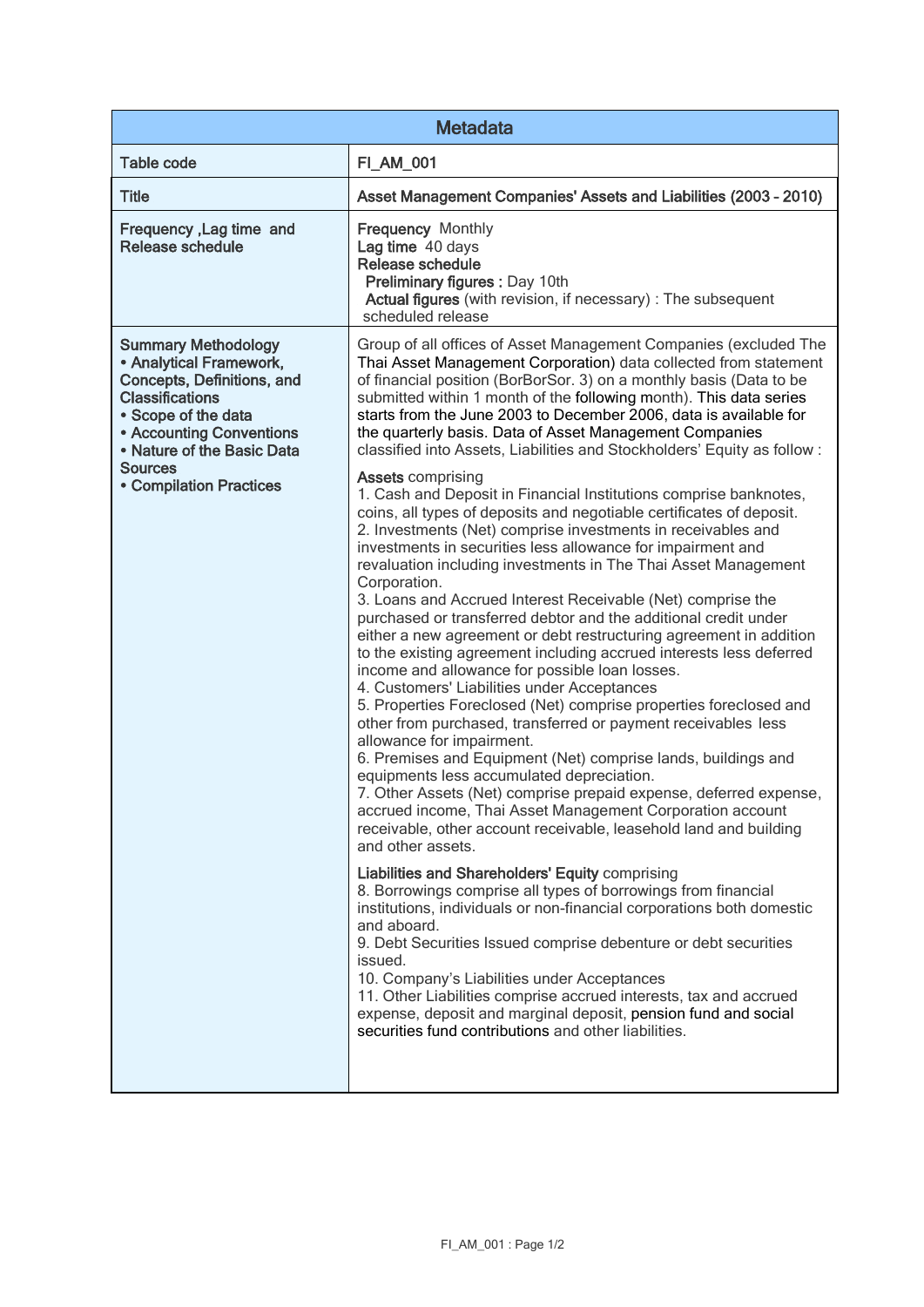| Metadata | |
|---|---|
| Table code | FI_AM_001 |
| Title | Asset Management Companies' Assets and Liabilities (2003 – 2010) |
| Frequency ,Lag time and Release schedule | **Frequency** Monthly<br>**Lag time** 40 days<br>**Release schedule**<br>**Preliminary figures :** Day 10th<br>**Actual figures** (with revision, if necessary) : The subsequent scheduled release |
| **Summary Methodology**<br>• Analytical Framework, Concepts, Definitions, and Classifications<br>• Scope of the data<br>• Accounting Conventions<br>• Nature of the Basic Data Sources<br>• Compilation Practices | Group of all offices of Asset Management Companies (excluded The Thai Asset Management Corporation) data collected from statement of financial position (BorBorSor. 3) on a monthly basis (Data to be submitted within 1 month of the following month). This data series starts from the June 2003 to December 2006, data is available for the quarterly basis. Data of Asset Management Companies classified into Assets, Liabilities and Stockholders' Equity as follow :<br><br>**Assets** comprising<br>1. Cash and Deposit in Financial Institutions comprise banknotes, coins, all types of deposits and negotiable certificates of deposit.<br>2. Investments (Net) comprise investments in receivables and investments in securities less allowance for impairment and revaluation including investments in The Thai Asset Management Corporation.<br>3. Loans and Accrued Interest Receivable (Net) comprise the purchased or transferred debtor and the additional credit under either a new agreement or debt restructuring agreement in addition to the existing agreement including accrued interests less deferred income and allowance for possible loan losses.<br>4. Customers' Liabilities under Acceptances<br>5. Properties Foreclosed (Net) comprise properties foreclosed and other from purchased, transferred or payment receivables less allowance for impairment.<br>6. Premises and Equipment (Net) comprise lands, buildings and equipments less accumulated depreciation.<br>7. Other Assets (Net) comprise prepaid expense, deferred expense, accrued income, Thai Asset Management Corporation account receivable, other account receivable, leasehold land and building and other assets.<br><br>**Liabilities and Shareholders' Equity** comprising<br>8. Borrowings comprise all types of borrowings from financial institutions, individuals or non-financial corporations both domestic and aboard.<br>9. Debt Securities Issued comprise debenture or debt securities issued.<br>10. Company's Liabilities under Acceptances<br>11. Other Liabilities comprise accrued interests, tax and accrued expense, deposit and marginal deposit, pension fund and social securities fund contributions and other liabilities. |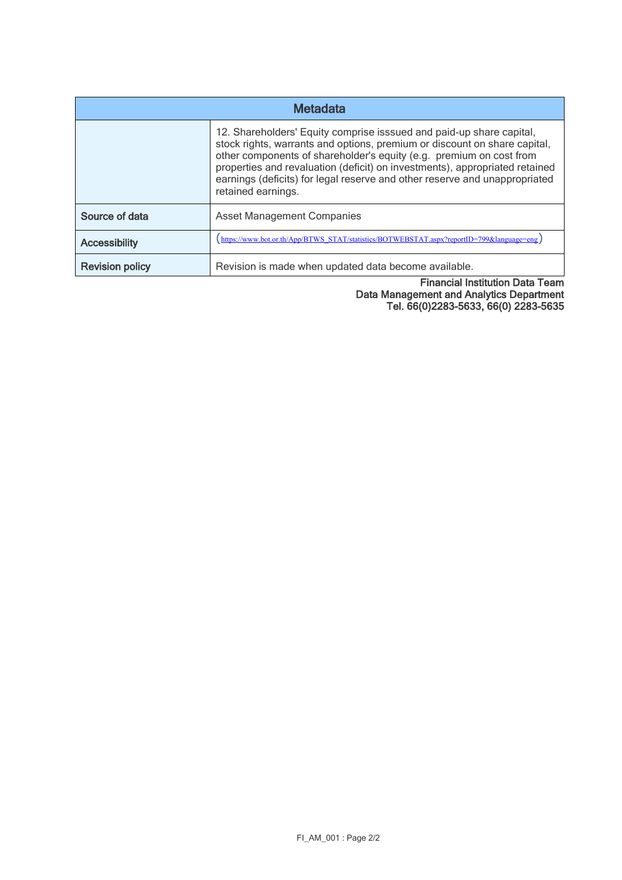| Metadata | |
|---|---|
| | 12. Shareholders' Equity comprise isssued and paid-up share capital, stock rights, warrants and options, premium or discount on share capital, other components of shareholder's equity (e.g. premium on cost from properties and revaluation (deficit) on investments), appropriated retained earnings (deficits) for legal reserve and other reserve and unappropriated retained earnings. |
| **Source of data** | Asset Management Companies |
| **Accessibility** | (https://www.bot.or.th/App/BTWS_STAT/statistics/BOTWEBSTAT.aspx?reportID=799&language=eng) |
| **Revision policy** | Revision is made when updated data become available. |

Financial Institution Data Team
Data Management and Analytics Department
Tel. 66(0)2283-5633, 66(0) 2283-5635